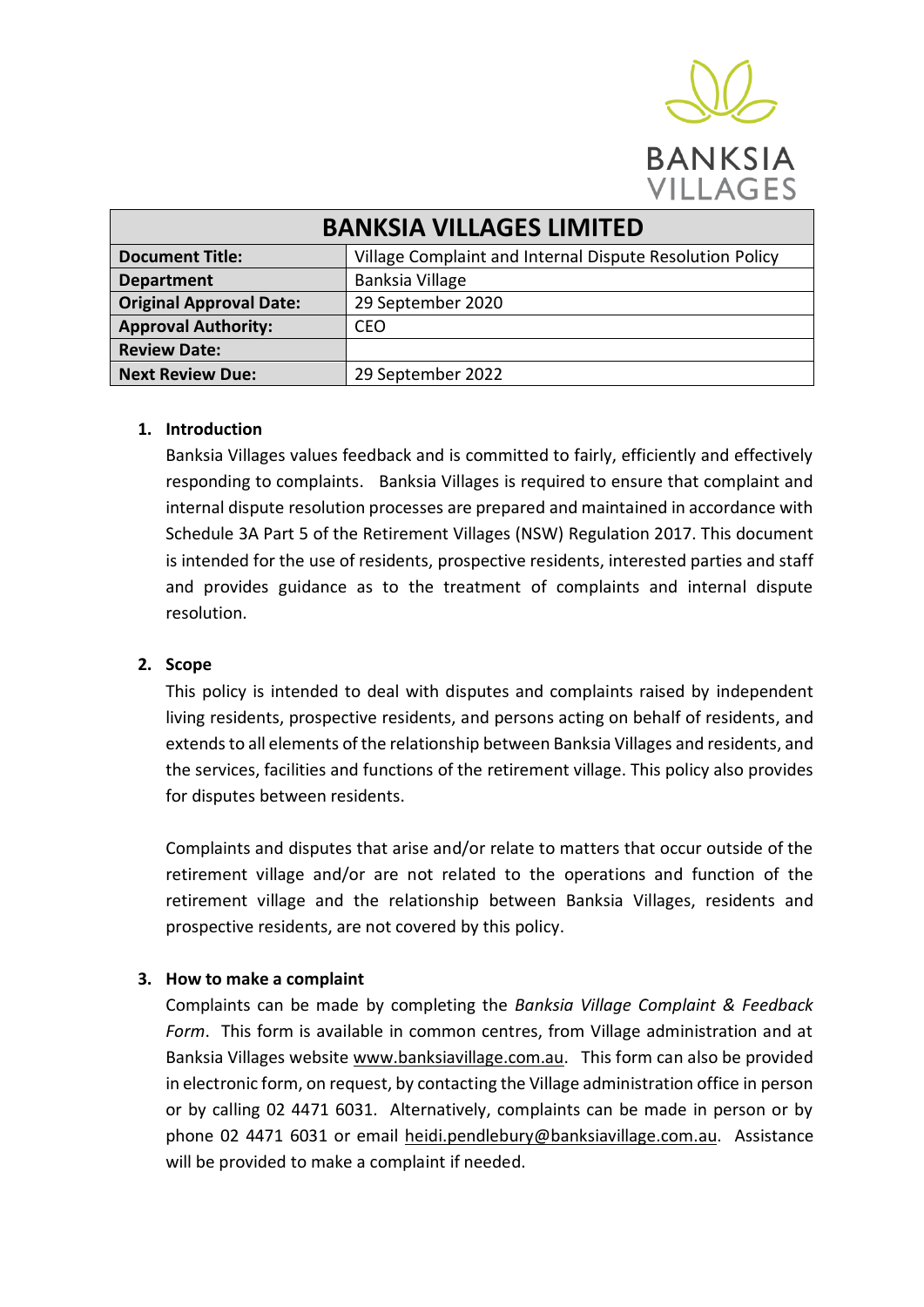| BANKSIA VILLAGES LIMITED | |
|---|---|
| **Document Title:** | Village Complaint and Internal Dispute Resolution Policy |
| **Department** | Banksia Village |
| **Original Approval Date:** | 29 September 2020 |
| **Approval Authority:** | CEO |
| **Review Date:** | |
| **Next Review Due:** | 29 September 2022 |

## 1. Introduction

Banksia Villages values feedback and is committed to fairly, efficiently and effectively responding to complaints. Banksia Villages is required to ensure that complaint and internal dispute resolution processes are prepared and maintained in accordance with Schedule 3A Part 5 of the Retirement Villages (NSW) Regulation 2017. This document is intended for the use of residents, prospective residents, interested parties and staff and provides guidance as to the treatment of complaints and internal dispute resolution.

## 2. Scope

This policy is intended to deal with disputes and complaints raised by independent living residents, prospective residents, and persons acting on behalf of residents, and extends to all elements of the relationship between Banksia Villages and residents, and the services, facilities and functions of the retirement village. This policy also provides for disputes between residents.

Complaints and disputes that arise and/or relate to matters that occur outside of the retirement village and/or are not related to the operations and function of the retirement village and the relationship between Banksia Villages, residents and prospective residents, are not covered by this policy.

## 3. How to make a complaint

Complaints can be made by completing the *Banksia Village Complaint & Feedback Form*. This form is available in common centres, from Village administration and at Banksia Villages website www.banksiavillage.com.au. This form can also be provided in electronic form, on request, by contacting the Village administration office in person or by calling 02 4471 6031. Alternatively, complaints can be made in person or by phone 02 4471 6031 or email heidi.pendlebury@banksiavillage.com.au. Assistance will be provided to make a complaint if needed.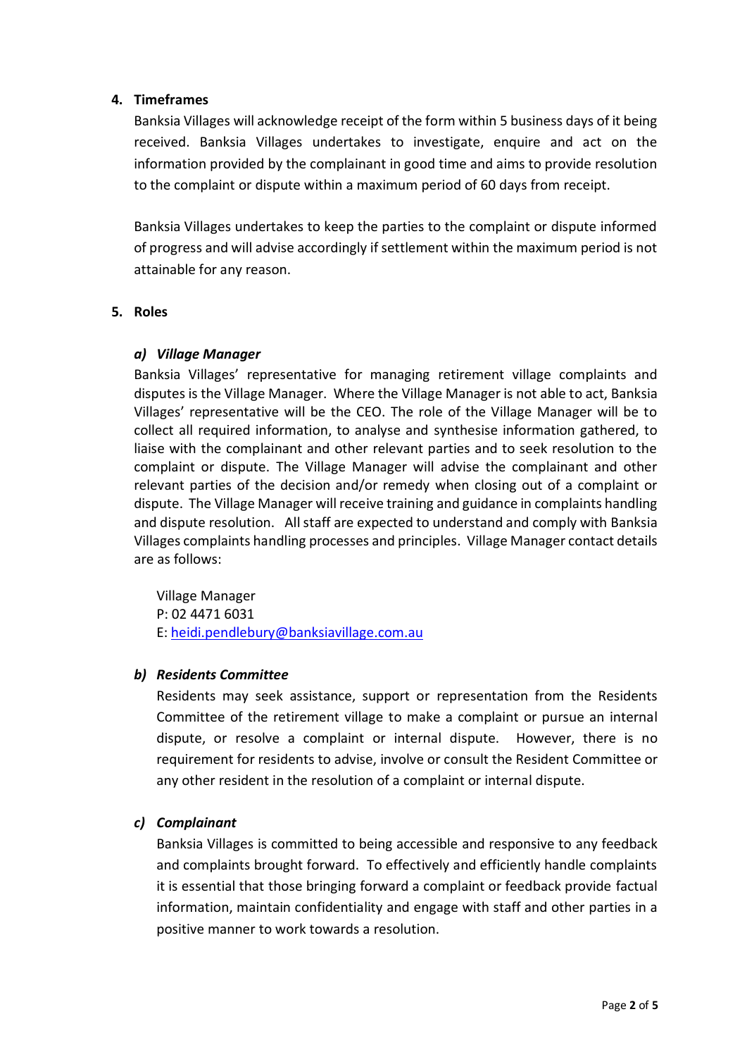## 4. Timeframes

Banksia Villages will acknowledge receipt of the form within 5 business days of it being received. Banksia Villages undertakes to investigate, enquire and act on the information provided by the complainant in good time and aims to provide resolution to the complaint or dispute within a maximum period of 60 days from receipt.

Banksia Villages undertakes to keep the parties to the complaint or dispute informed of progress and will advise accordingly if settlement within the maximum period is not attainable for any reason.

## 5. Roles

### *a) Village Manager*

Banksia Villages' representative for managing retirement village complaints and disputes is the Village Manager. Where the Village Manager is not able to act, Banksia Villages' representative will be the CEO. The role of the Village Manager will be to collect all required information, to analyse and synthesise information gathered, to liaise with the complainant and other relevant parties and to seek resolution to the complaint or dispute. The Village Manager will advise the complainant and other relevant parties of the decision and/or remedy when closing out of a complaint or dispute. The Village Manager will receive training and guidance in complaints handling and dispute resolution. All staff are expected to understand and comply with Banksia Villages complaints handling processes and principles. Village Manager contact details are as follows:

Village Manager
P: 02 4471 6031
E: heidi.pendlebury@banksiavillage.com.au

### *b) Residents Committee*

Residents may seek assistance, support or representation from the Residents Committee of the retirement village to make a complaint or pursue an internal dispute, or resolve a complaint or internal dispute. However, there is no requirement for residents to advise, involve or consult the Resident Committee or any other resident in the resolution of a complaint or internal dispute.

### *c) Complainant*

Banksia Villages is committed to being accessible and responsive to any feedback and complaints brought forward. To effectively and efficiently handle complaints it is essential that those bringing forward a complaint or feedback provide factual information, maintain confidentiality and engage with staff and other parties in a positive manner to work towards a resolution.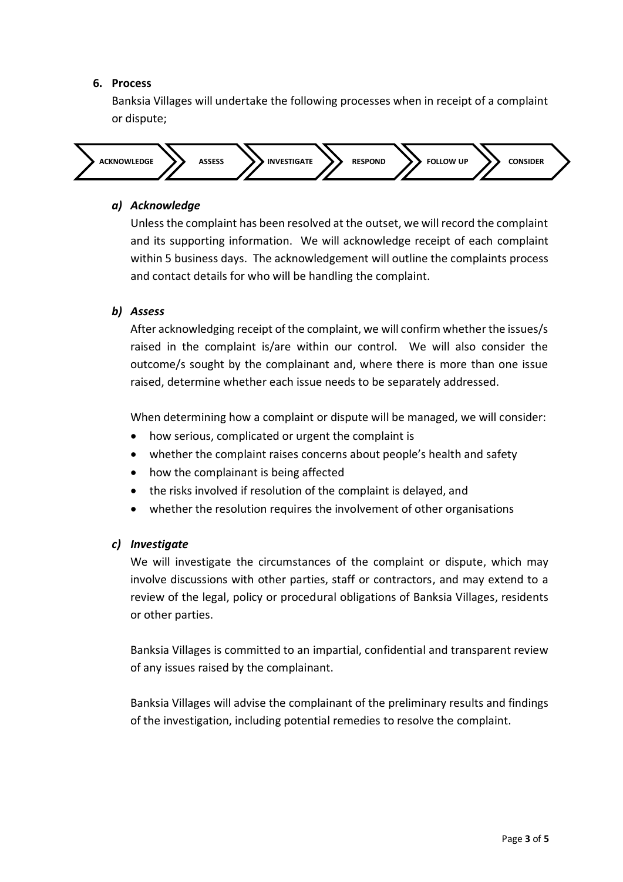## 6. Process

Banksia Villages will undertake the following processes when in receipt of a complaint or dispute;

ACKNOWLEDGE → ASSESS → INVESTIGATE → RESPOND → FOLLOW UP → CONSIDER

### *a) Acknowledge*

Unless the complaint has been resolved at the outset, we will record the complaint and its supporting information. We will acknowledge receipt of each complaint within 5 business days. The acknowledgement will outline the complaints process and contact details for who will be handling the complaint.

### *b) Assess*

After acknowledging receipt of the complaint, we will confirm whether the issues/s raised in the complaint is/are within our control. We will also consider the outcome/s sought by the complainant and, where there is more than one issue raised, determine whether each issue needs to be separately addressed.

When determining how a complaint or dispute will be managed, we will consider:

- how serious, complicated or urgent the complaint is
- whether the complaint raises concerns about people's health and safety
- how the complainant is being affected
- the risks involved if resolution of the complaint is delayed, and
- whether the resolution requires the involvement of other organisations

### *c) Investigate*

We will investigate the circumstances of the complaint or dispute, which may involve discussions with other parties, staff or contractors, and may extend to a review of the legal, policy or procedural obligations of Banksia Villages, residents or other parties.

Banksia Villages is committed to an impartial, confidential and transparent review of any issues raised by the complainant.

Banksia Villages will advise the complainant of the preliminary results and findings of the investigation, including potential remedies to resolve the complaint.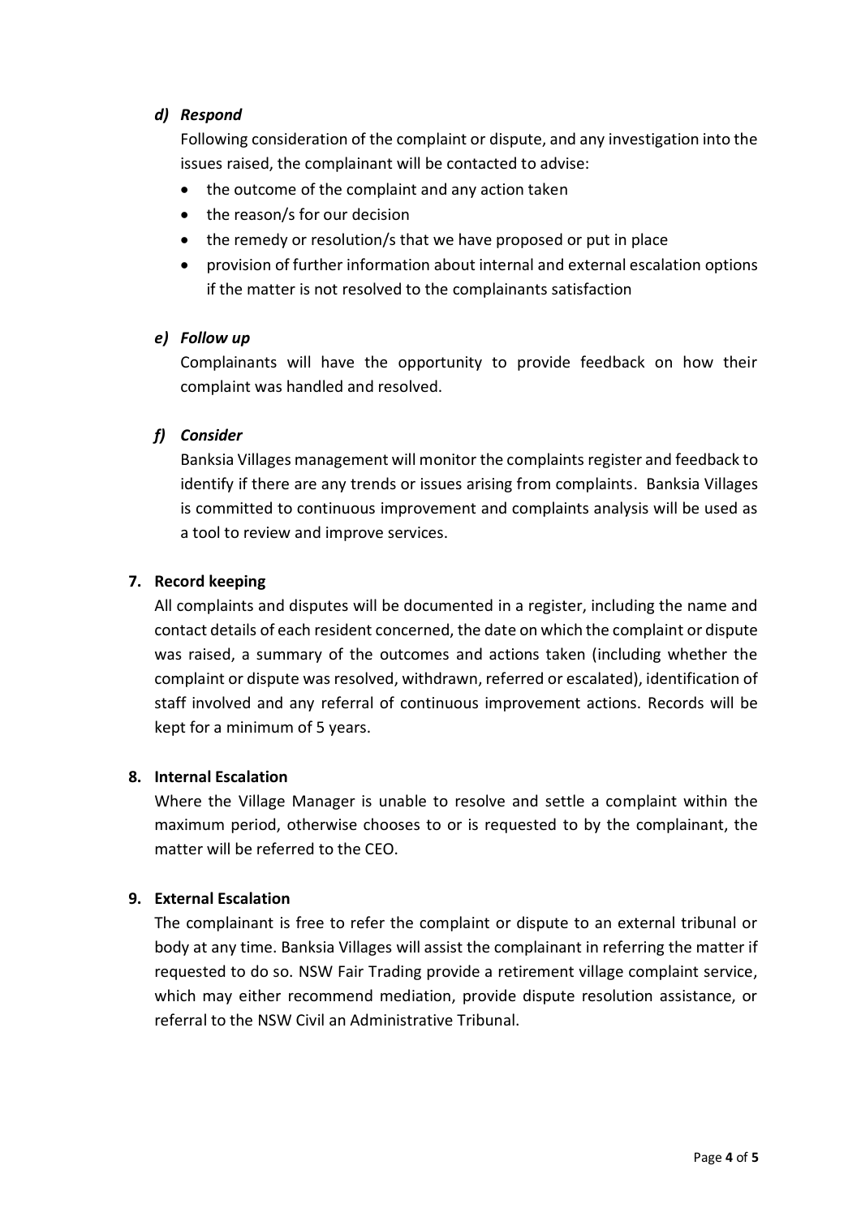*d) Respond*

Following consideration of the complaint or dispute, and any investigation into the issues raised, the complainant will be contacted to advise:

- the outcome of the complaint and any action taken
- the reason/s for our decision
- the remedy or resolution/s that we have proposed or put in place
- provision of further information about internal and external escalation options if the matter is not resolved to the complainants satisfaction

*e) Follow up*

Complainants will have the opportunity to provide feedback on how their complaint was handled and resolved.

*f) Consider*

Banksia Villages management will monitor the complaints register and feedback to identify if there are any trends or issues arising from complaints. Banksia Villages is committed to continuous improvement and complaints analysis will be used as a tool to review and improve services.

**7. Record keeping**

All complaints and disputes will be documented in a register, including the name and contact details of each resident concerned, the date on which the complaint or dispute was raised, a summary of the outcomes and actions taken (including whether the complaint or dispute was resolved, withdrawn, referred or escalated), identification of staff involved and any referral of continuous improvement actions. Records will be kept for a minimum of 5 years.

**8. Internal Escalation**

Where the Village Manager is unable to resolve and settle a complaint within the maximum period, otherwise chooses to or is requested to by the complainant, the matter will be referred to the CEO.

**9. External Escalation**

The complainant is free to refer the complaint or dispute to an external tribunal or body at any time. Banksia Villages will assist the complainant in referring the matter if requested to do so. NSW Fair Trading provide a retirement village complaint service, which may either recommend mediation, provide dispute resolution assistance, or referral to the NSW Civil an Administrative Tribunal.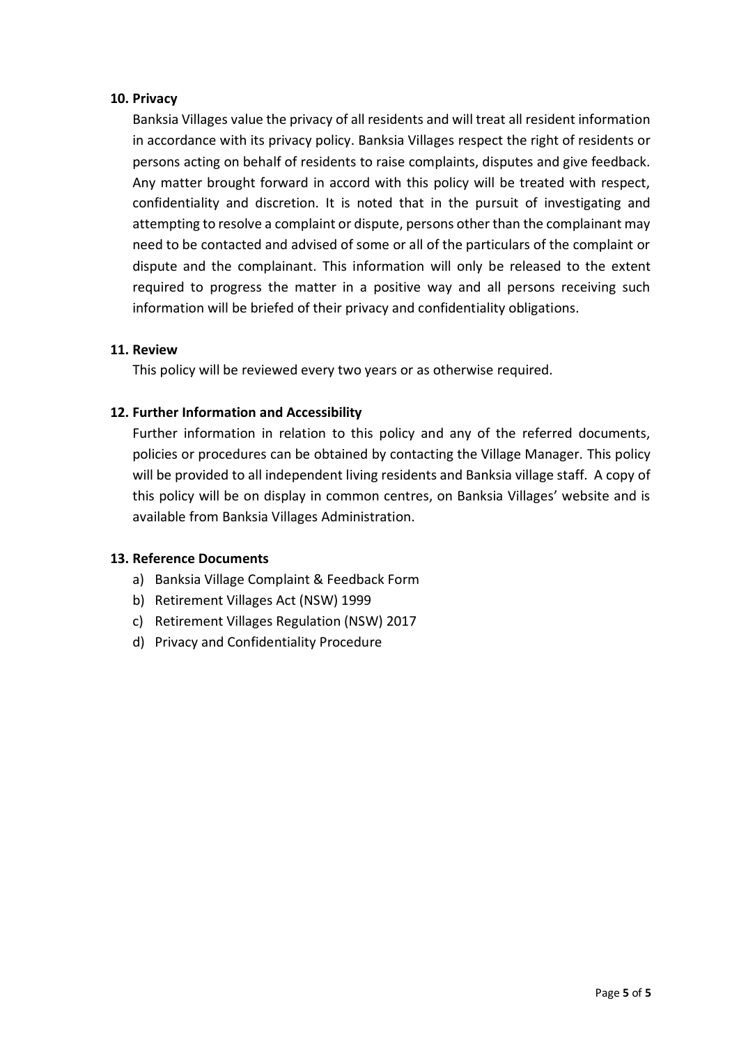## 10. Privacy

Banksia Villages value the privacy of all residents and will treat all resident information in accordance with its privacy policy. Banksia Villages respect the right of residents or persons acting on behalf of residents to raise complaints, disputes and give feedback. Any matter brought forward in accord with this policy will be treated with respect, confidentiality and discretion. It is noted that in the pursuit of investigating and attempting to resolve a complaint or dispute, persons other than the complainant may need to be contacted and advised of some or all of the particulars of the complaint or dispute and the complainant. This information will only be released to the extent required to progress the matter in a positive way and all persons receiving such information will be briefed of their privacy and confidentiality obligations.

## 11. Review

This policy will be reviewed every two years or as otherwise required.

## 12. Further Information and Accessibility

Further information in relation to this policy and any of the referred documents, policies or procedures can be obtained by contacting the Village Manager. This policy will be provided to all independent living residents and Banksia village staff. A copy of this policy will be on display in common centres, on Banksia Villages' website and is available from Banksia Villages Administration.

## 13. Reference Documents

a) Banksia Village Complaint & Feedback Form
b) Retirement Villages Act (NSW) 1999
c) Retirement Villages Regulation (NSW) 2017
d) Privacy and Confidentiality Procedure